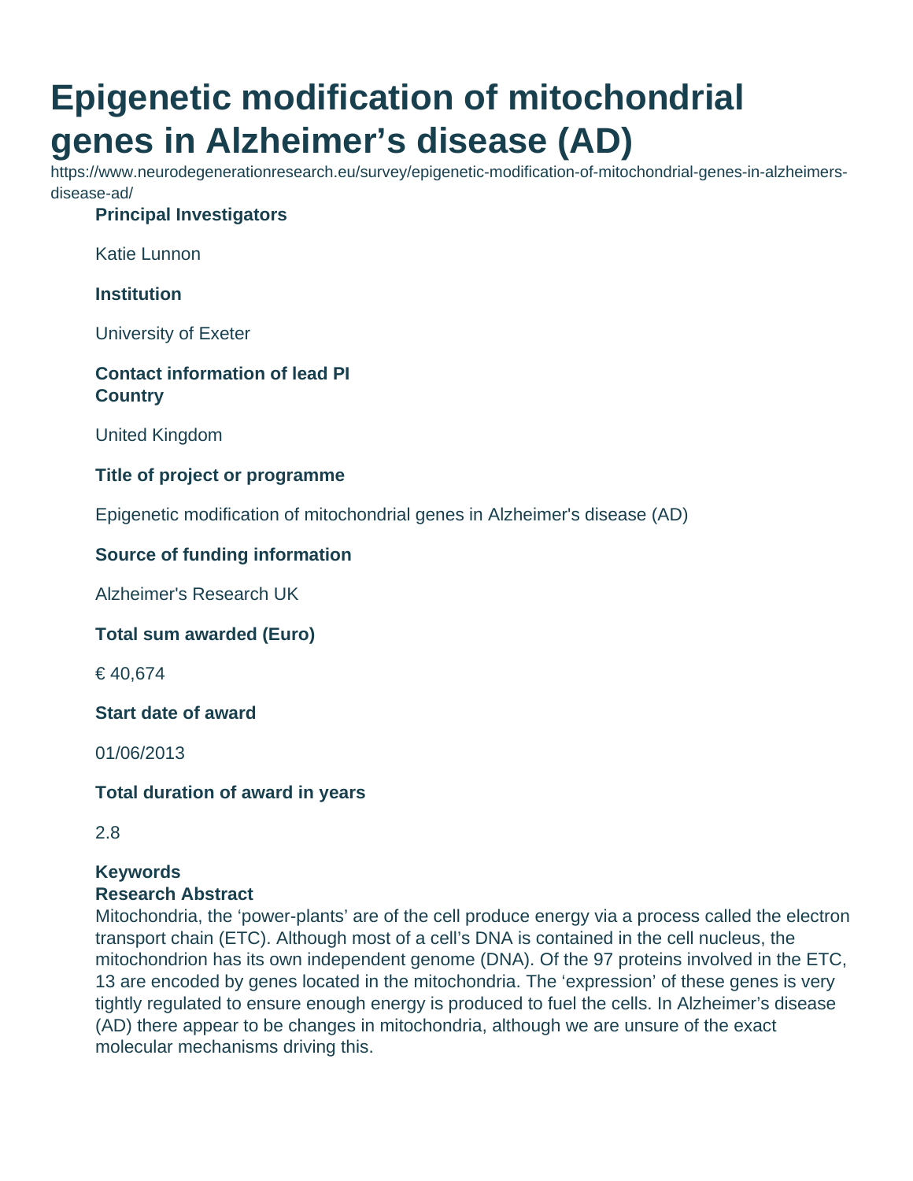# Epigenetic modification of mitochondrial genes in Alzheimer's disease (AD)

https://www.neurodegenerationresearch.eu/survey/epigenetic-modification-of-mitochondrial-genes-in-alzheimers-disease-ad/

**Principal Investigators**

Katie Lunnon

**Institution**

University of Exeter

**Contact information of lead PI**

**Country**

United Kingdom

**Title of project or programme**

Epigenetic modification of mitochondrial genes in Alzheimer's disease (AD)

**Source of funding information**

Alzheimer's Research UK

**Total sum awarded (Euro)**

€ 40,674

**Start date of award**

01/06/2013

**Total duration of award in years**

2.8

**Keywords**

**Research Abstract**

Mitochondria, the 'power-plants' are of the cell produce energy via a process called the electron transport chain (ETC). Although most of a cell's DNA is contained in the cell nucleus, the mitochondrion has its own independent genome (DNA). Of the 97 proteins involved in the ETC, 13 are encoded by genes located in the mitochondria. The 'expression' of these genes is very tightly regulated to ensure enough energy is produced to fuel the cells. In Alzheimer's disease (AD) there appear to be changes in mitochondria, although we are unsure of the exact molecular mechanisms driving this.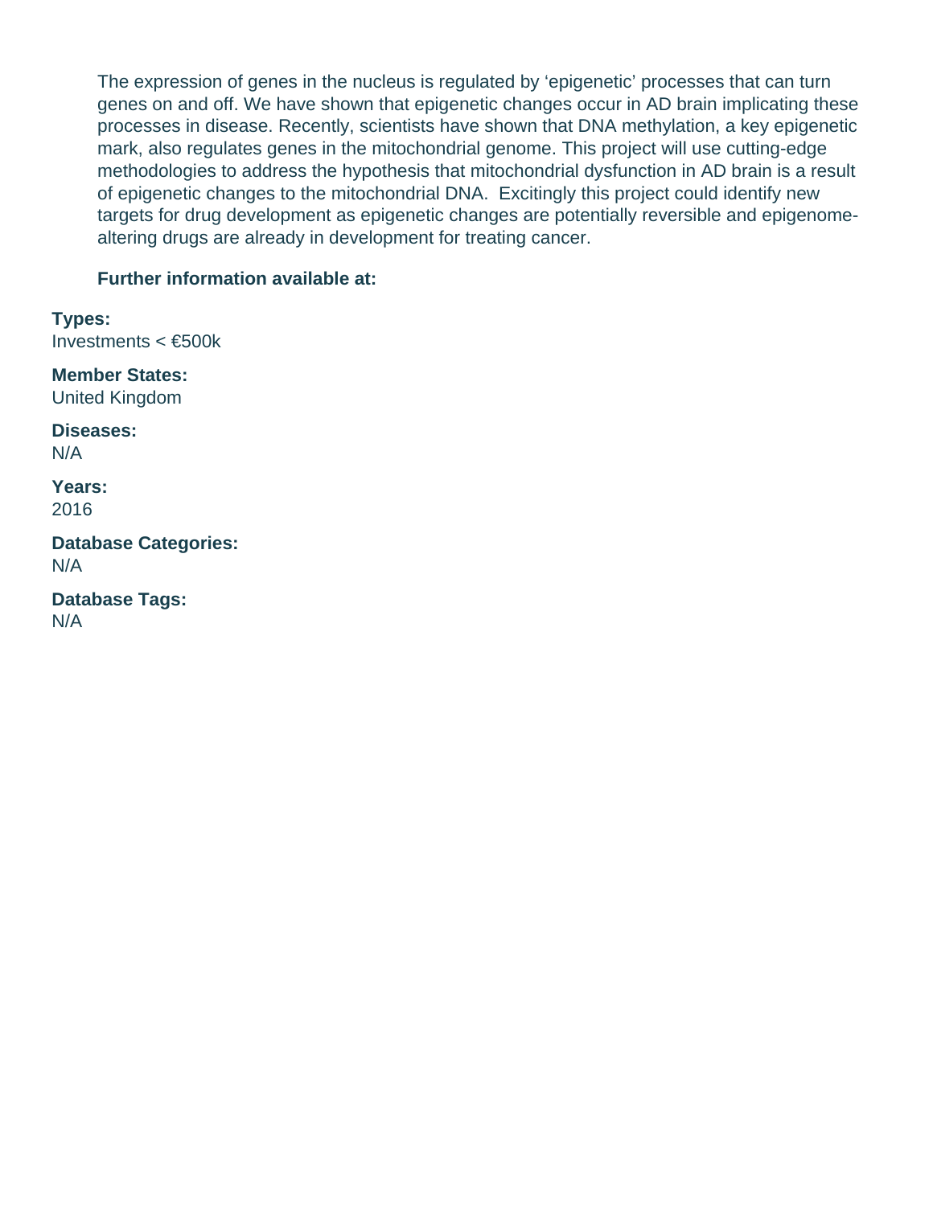The expression of genes in the nucleus is regulated by 'epigenetic' processes that can turn genes on and off. We have shown that epigenetic changes occur in AD brain implicating these processes in disease. Recently, scientists have shown that DNA methylation, a key epigenetic mark, also regulates genes in the mitochondrial genome. This project will use cutting-edge methodologies to address the hypothesis that mitochondrial dysfunction in AD brain is a result of epigenetic changes to the mitochondrial DNA. Excitingly this project could identify new targets for drug development as epigenetic changes are potentially reversible and epigenome-altering drugs are already in development for treating cancer.

**Further information available at:**

**Types:**
Investments < €500k

**Member States:**
United Kingdom

**Diseases:**
N/A

**Years:**
2016

**Database Categories:**
N/A

**Database Tags:**
N/A